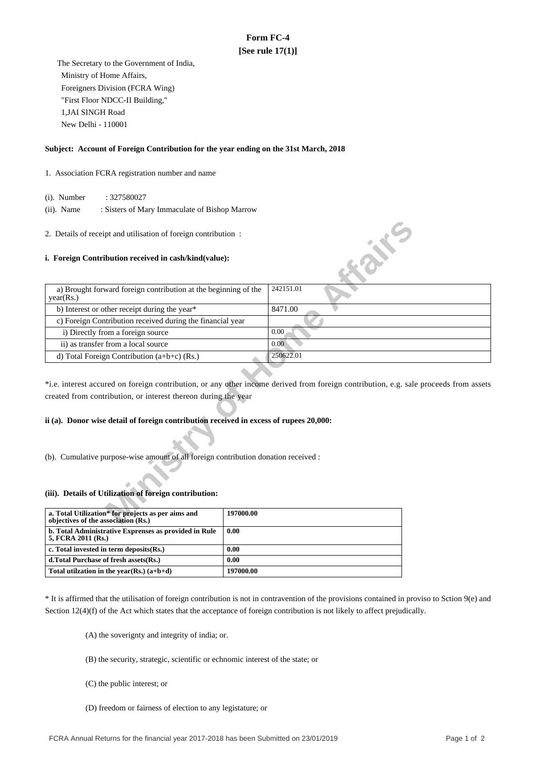# Form FC-4

**[See rule 17(1)]**

The Secretary to the Government of India,
Ministry of Home Affairs,
Foreigners Division (FCRA Wing)
"First Floor NDCC-II Building,"
1,JAI SINGH Road
New Delhi - 110001

**Subject: Account of Foreign Contribution for the year ending on the 31st March, 2018**

1. Association FCRA registration number and name

(i). Number : 327580027

(ii). Name : Sisters of Mary Immaculate of Bishop Marrow

2. Details of receipt and utilisation of foreign contribution :

**i. Foreign Contribution received in cash/kind(value):**

| | |
|---|---|
| a) Brought forward foreign contribution at the beginning of the year(Rs.) | 242151.01 |
| b) Interest or other receipt during the year* | 8471.00 |
| c) Foreign Contribution received during the financial year | |
| i) Directly from a foreign source | 0.00 |
| ii) as transfer from a local source | 0.00 |
| d) Total Foreign Contribution (a+b+c) (Rs.) | 250622.01 |

*i.e. interest accured on foreign contribution, or any other income derived from foreign contribution, e.g. sale proceeds from assets created from contribution, or interest thereon during the year

**ii (a). Donor wise detail of foreign contribution received in excess of rupees 20,000:**

(b). Cumulative purpose-wise amount of all foreign contribution donation received :

**(iii). Details of Utilization of foreign contribution:**

| | |
|---|---|
| **a. Total Utilization* for projects as per aims and objectives of the association (Rs.)** | **197000.00** |
| **b. Total Administrative Exprenses as provided in Rule 5, FCRA 2011 (Rs.)** | **0.00** |
| **c. Total invested in term deposits(Rs.)** | **0.00** |
| **d.Total Purchase of fresh assets(Rs.)** | **0.00** |
| **Total utilzation in the year(Rs.) (a+b+d)** | **197000.00** |

* It is affirmed that the utilisation of foreign contribution is not in contravention of the provisions contained in proviso to Sction 9(e) and Section 12(4)(f) of the Act which states that the acceptance of foreign contribution is not likely to affect prejudically.

(A) the soverignty and integrity of india; or.

(B) the security, strategic, scientific or echnomic interest of the state; or

(C) the public interest; or

(D) freedom or fairness of election to any legistature; or

FCRA Annual Returns for the financial year 2017-2018 has been Submitted on 23/01/2019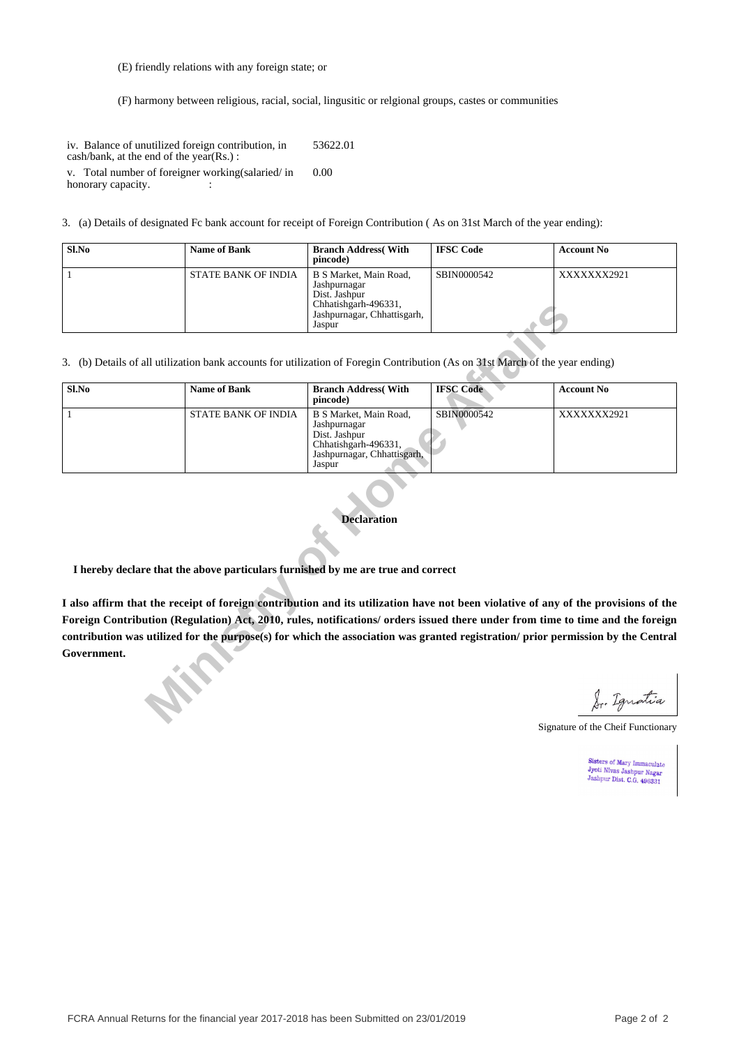(E) friendly relations with any foreign state; or

(F) harmony between religious, racial, social, lingusitic or relgional groups, castes or communities

iv. Balance of unutilized foreign contribution, in cash/bank, at the end of the year(Rs.) : 53622.01

v. Total number of foreigner working(salaried/ in honorary capacity. : 0.00

3. (a) Details of designated Fc bank account for receipt of Foreign Contribution ( As on 31st March of the year ending):

| Sl.No | Name of Bank | Branch Address( With pincode) | IFSC Code | Account No |
|---|---|---|---|---|
| 1 | STATE BANK OF INDIA | B S Market, Main Road, Jashpurnagar Dist. Jashpur Chhatishgarh-496331, Jashpurnagar, Chhattisgarh, Jaspur | SBIN0000542 | XXXXXXX2921 |

3. (b) Details of all utilization bank accounts for utilization of Foregin Contribution (As on 31st March of the year ending)

| Sl.No | Name of Bank | Branch Address( With pincode) | IFSC Code | Account No |
|---|---|---|---|---|
| 1 | STATE BANK OF INDIA | B S Market, Main Road, Jashpurnagar Dist. Jashpur Chhatishgarh-496331, Jashpurnagar, Chhattisgarh, Jaspur | SBIN0000542 | XXXXXXX2921 |

**Declaration**

**I hereby declare that the above particulars furnished by me are true and correct**

**I also affirm that the receipt of foreign contribution and its utilization have not been violative of any of the provisions of the Foreign Contribution (Regulation) Act, 2010, rules, notifications/ orders issued there under from time to time and the foreign contribution was utilized for the purpose(s) for which the association was granted registration/ prior permission by the Central Government.**

Sr. Ignatia

Signature of the Cheif Functionary

Sisters of Mary Immaculate
Jyoti Nivas Jashpur Nagar
Jashpur Dist. C.G. 496331

FCRA Annual Returns for the financial year 2017-2018 has been Submitted on 23/01/2019